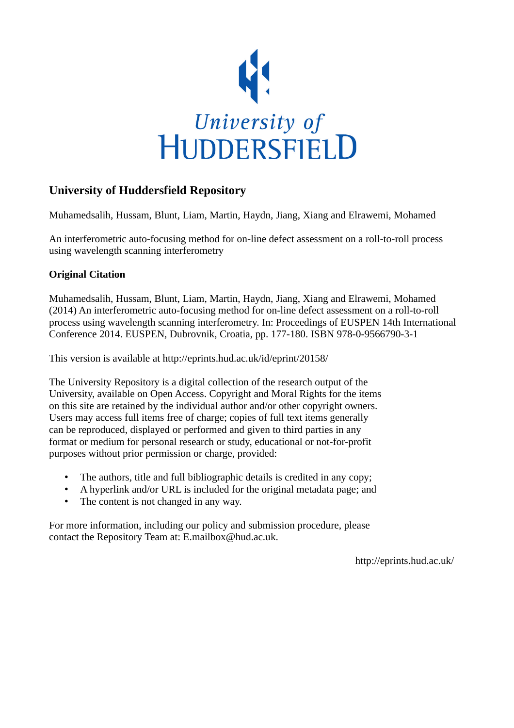University of HUDDERSFIELD

# University of Huddersfield Repository

Muhamedsalih, Hussam, Blunt, Liam, Martin, Haydn, Jiang, Xiang and Elrawemi, Mohamed

An interferometric auto-focusing method for on-line defect assessment on a roll-to-roll process using wavelength scanning interferometry

## Original Citation

Muhamedsalih, Hussam, Blunt, Liam, Martin, Haydn, Jiang, Xiang and Elrawemi, Mohamed (2014) An interferometric auto-focusing method for on-line defect assessment on a roll-to-roll process using wavelength scanning interferometry. In: Proceedings of EUSPEN 14th International Conference 2014. EUSPEN, Dubrovnik, Croatia, pp. 177-180. ISBN 978-0-9566790-3-1

This version is available at http://eprints.hud.ac.uk/id/eprint/20158/

The University Repository is a digital collection of the research output of the University, available on Open Access. Copyright and Moral Rights for the items on this site are retained by the individual author and/or other copyright owners. Users may access full items free of charge; copies of full text items generally can be reproduced, displayed or performed and given to third parties in any format or medium for personal research or study, educational or not-for-profit purposes without prior permission or charge, provided:

- The authors, title and full bibliographic details is credited in any copy;
- A hyperlink and/or URL is included for the original metadata page; and
- The content is not changed in any way.

For more information, including our policy and submission procedure, please contact the Repository Team at: E.mailbox@hud.ac.uk.

http://eprints.hud.ac.uk/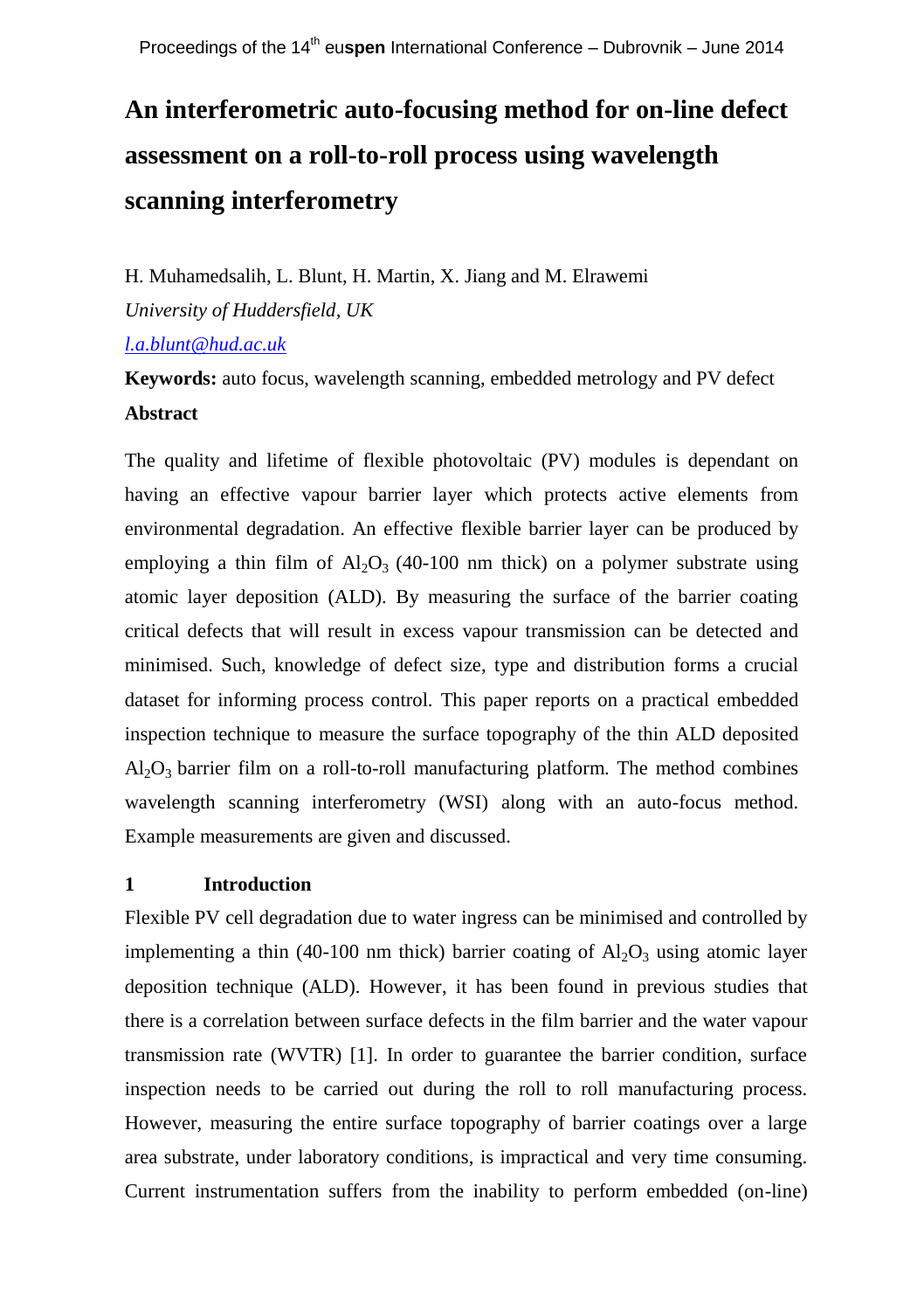# An interferometric auto-focusing method for on-line defect assessment on a roll-to-roll process using wavelength scanning interferometry

H. Muhamedsalih, L. Blunt, H. Martin, X. Jiang and M. Elrawemi

*University of Huddersfield, UK*

*l.a.blunt@hud.ac.uk*

**Keywords:** auto focus, wavelength scanning, embedded metrology and PV defect

**Abstract**

The quality and lifetime of flexible photovoltaic (PV) modules is dependant on having an effective vapour barrier layer which protects active elements from environmental degradation. An effective flexible barrier layer can be produced by employing a thin film of $Al_2O_3$ (40-100 nm thick) on a polymer substrate using atomic layer deposition (ALD). By measuring the surface of the barrier coating critical defects that will result in excess vapour transmission can be detected and minimised. Such, knowledge of defect size, type and distribution forms a crucial dataset for informing process control. This paper reports on a practical embedded inspection technique to measure the surface topography of the thin ALD deposited $Al_2O_3$ barrier film on a roll-to-roll manufacturing platform. The method combines wavelength scanning interferometry (WSI) along with an auto-focus method. Example measurements are given and discussed.

## 1 Introduction

Flexible PV cell degradation due to water ingress can be minimised and controlled by implementing a thin (40-100 nm thick) barrier coating of $Al_2O_3$ using atomic layer deposition technique (ALD). However, it has been found in previous studies that there is a correlation between surface defects in the film barrier and the water vapour transmission rate (WVTR) [1]. In order to guarantee the barrier condition, surface inspection needs to be carried out during the roll to roll manufacturing process. However, measuring the entire surface topography of barrier coatings over a large area substrate, under laboratory conditions, is impractical and very time consuming. Current instrumentation suffers from the inability to perform embedded (on-line)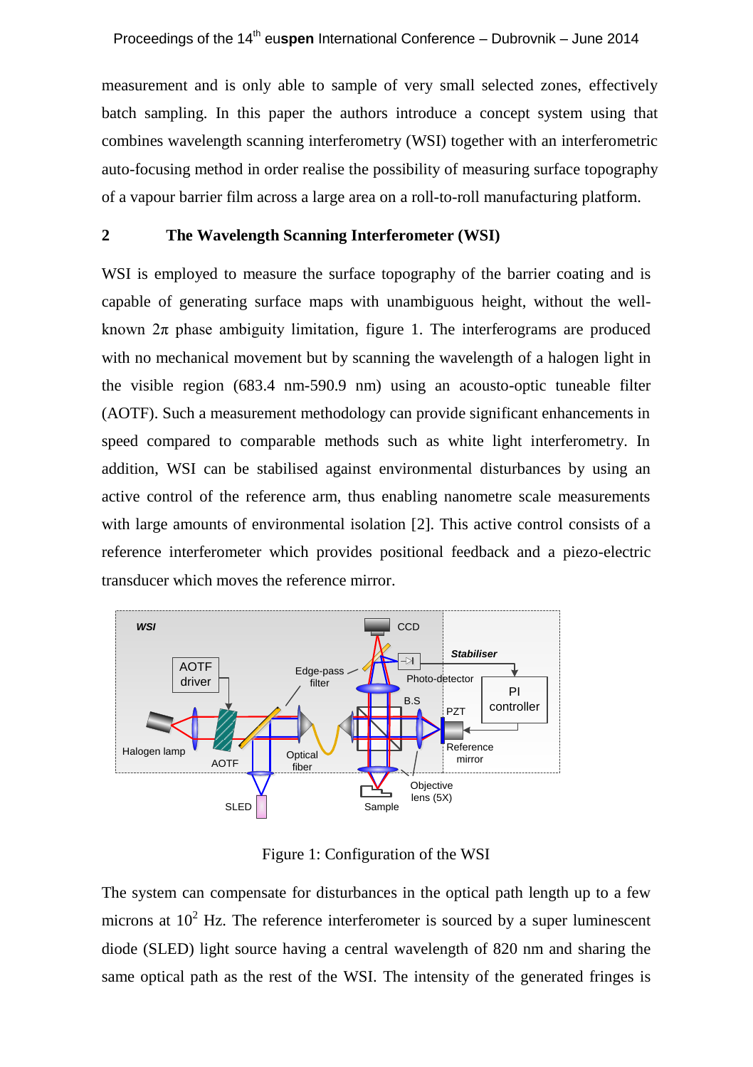measurement and is only able to sample of very small selected zones, effectively batch sampling. In this paper the authors introduce a concept system using that combines wavelength scanning interferometry (WSI) together with an interferometric auto-focusing method in order realise the possibility of measuring surface topography of a vapour barrier film across a large area on a roll-to-roll manufacturing platform.

## 2 The Wavelength Scanning Interferometer (WSI)

WSI is employed to measure the surface topography of the barrier coating and is capable of generating surface maps with unambiguous height, without the well-known $2\pi$ phase ambiguity limitation, figure 1. The interferograms are produced with no mechanical movement but by scanning the wavelength of a halogen light in the visible region (683.4 nm-590.9 nm) using an acousto-optic tuneable filter (AOTF). Such a measurement methodology can provide significant enhancements in speed compared to comparable methods such as white light interferometry. In addition, WSI can be stabilised against environmental disturbances by using an active control of the reference arm, thus enabling nanometre scale measurements with large amounts of environmental isolation [2]. This active control consists of a reference interferometer which provides positional feedback and a piezo-electric transducer which moves the reference mirror.

Figure 1: Configuration of the WSI

The system can compensate for disturbances in the optical path length up to a few microns at $10^2$ Hz. The reference interferometer is sourced by a super luminescent diode (SLED) light source having a central wavelength of 820 nm and sharing the same optical path as the rest of the WSI. The intensity of the generated fringes is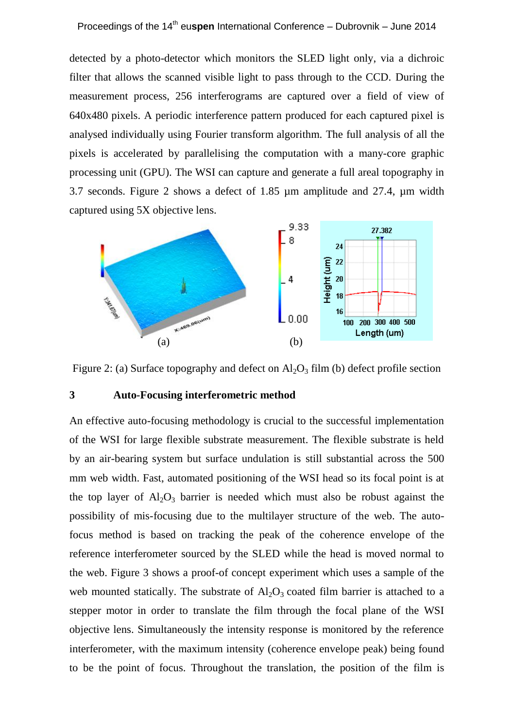detected by a photo-detector which monitors the SLED light only, via a dichroic filter that allows the scanned visible light to pass through to the CCD. During the measurement process, 256 interferograms are captured over a field of view of 640x480 pixels. A periodic interference pattern produced for each captured pixel is analysed individually using Fourier transform algorithm. The full analysis of all the pixels is accelerated by parallelising the computation with a many-core graphic processing unit (GPU). The WSI can capture and generate a full areal topography in 3.7 seconds. Figure 2 shows a defect of 1.85 µm amplitude and 27.4, µm width captured using 5X objective lens.

Figure 2: (a) Surface topography and defect on $Al_2O_3$ film (b) defect profile section

## 3 Auto-Focusing interferometric method

An effective auto-focusing methodology is crucial to the successful implementation of the WSI for large flexible substrate measurement. The flexible substrate is held by an air-bearing system but surface undulation is still substantial across the 500 mm web width. Fast, automated positioning of the WSI head so its focal point is at the top layer of $Al_2O_3$ barrier is needed which must also be robust against the possibility of mis-focusing due to the multilayer structure of the web. The auto-focus method is based on tracking the peak of the coherence envelope of the reference interferometer sourced by the SLED while the head is moved normal to the web. Figure 3 shows a proof-of concept experiment which uses a sample of the web mounted statically. The substrate of $Al_2O_3$ coated film barrier is attached to a stepper motor in order to translate the film through the focal plane of the WSI objective lens. Simultaneously the intensity response is monitored by the reference interferometer, with the maximum intensity (coherence envelope peak) being found to be the point of focus. Throughout the translation, the position of the film is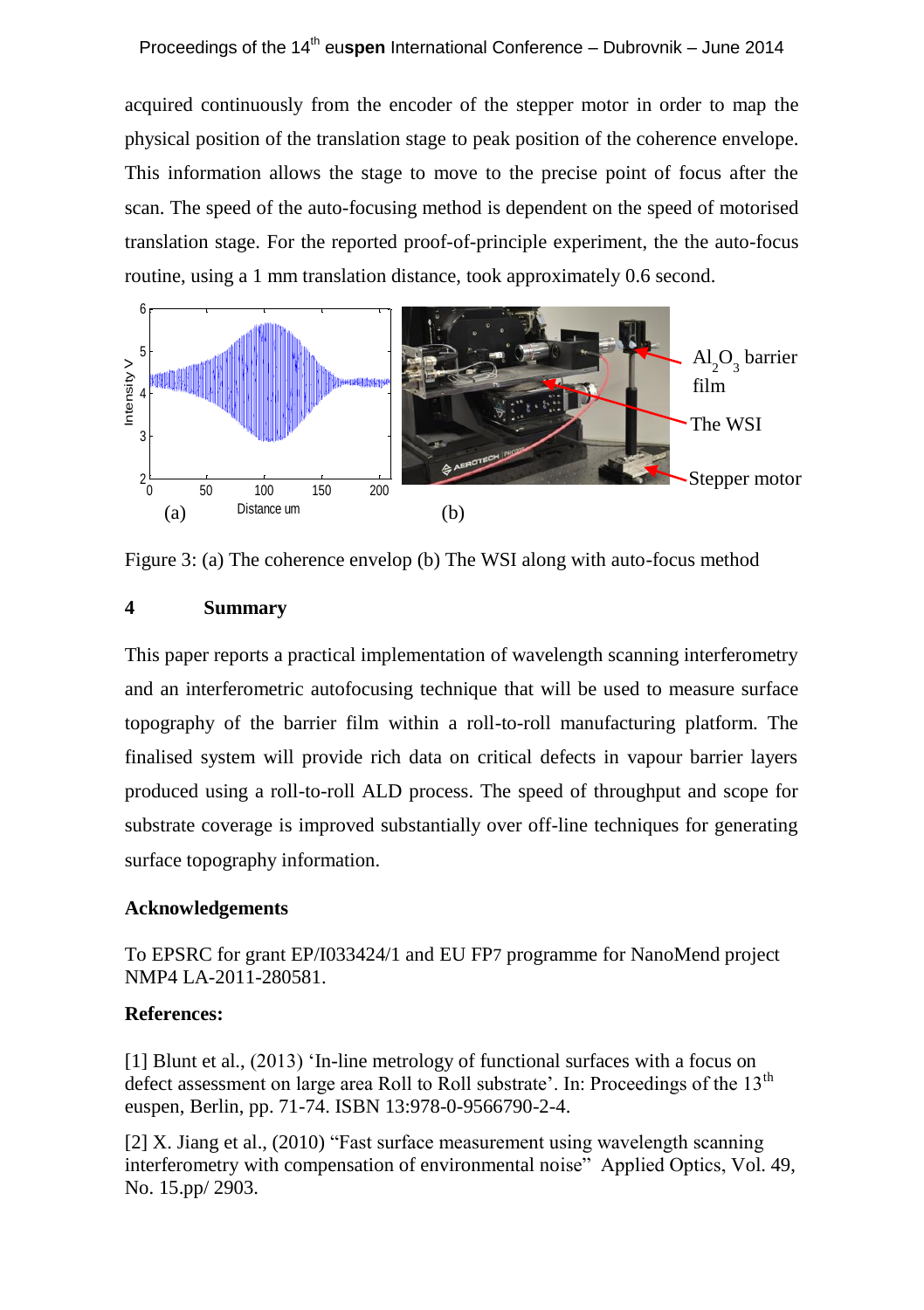acquired continuously from the encoder of the stepper motor in order to map the physical position of the translation stage to peak position of the coherence envelope. This information allows the stage to move to the precise point of focus after the scan. The speed of the auto-focusing method is dependent on the speed of motorised translation stage. For the reported proof-of-principle experiment, the the auto-focus routine, using a 1 mm translation distance, took approximately 0.6 second.

Intensity V
6
5
4
3
2
0 50 100 150 200
Distance um
(a)

$Al_2O_3$ barrier film
The WSI
Stepper motor
(b)

Figure 3: (a) The coherence envelop (b) The WSI along with auto-focus method

## 4 Summary

This paper reports a practical implementation of wavelength scanning interferometry and an interferometric autofocusing technique that will be used to measure surface topography of the barrier film within a roll-to-roll manufacturing platform. The finalised system will provide rich data on critical defects in vapour barrier layers produced using a roll-to-roll ALD process. The speed of throughput and scope for substrate coverage is improved substantially over off-line techniques for generating surface topography information.

## Acknowledgements

To EPSRC for grant EP/I033424/1 and EU FP7 programme for NanoMend project NMP4 LA-2011-280581.

## References:

[1] Blunt et al., (2013) 'In-line metrology of functional surfaces with a focus on defect assessment on large area Roll to Roll substrate'. In: Proceedings of the 13th euspen, Berlin, pp. 71-74. ISBN 13:978-0-9566790-2-4.

[2] X. Jiang et al., (2010) "Fast surface measurement using wavelength scanning interferometry with compensation of environmental noise" Applied Optics, Vol. 49, No. 15.pp/ 2903.